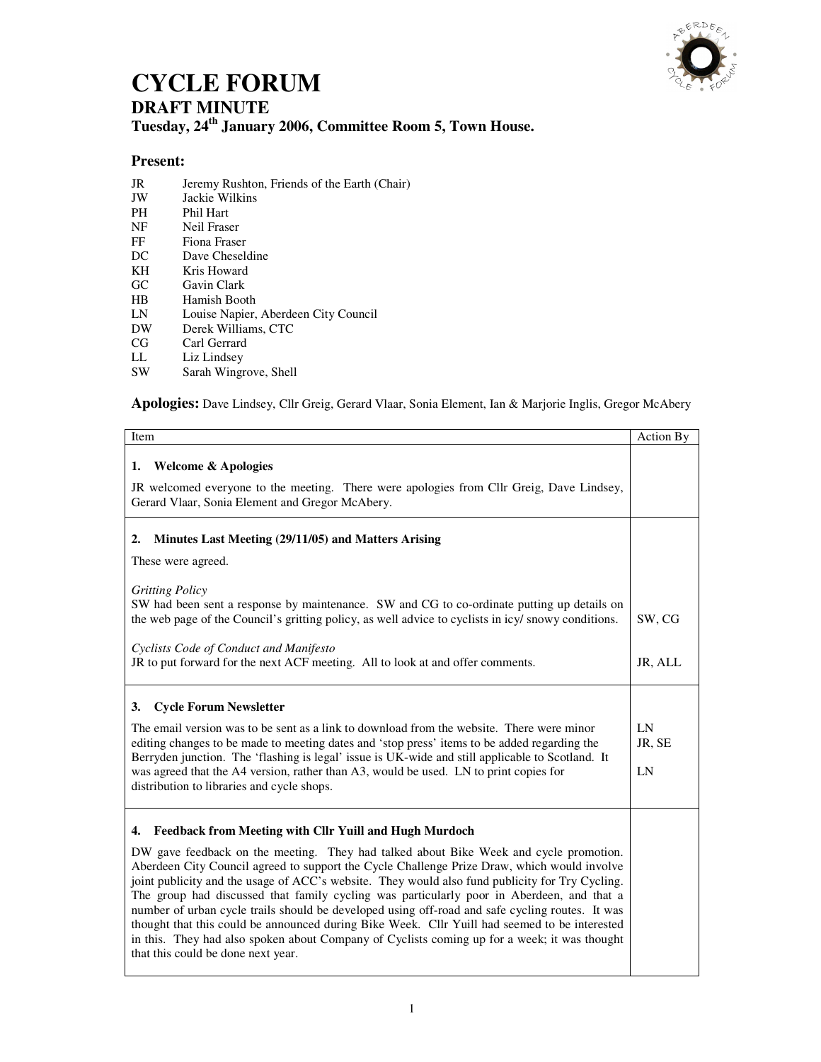# CYCLE FORUM

## DRAFT MINUTE

### Tuesday, 24th January 2006, Committee Room 5, Town House.

**Present:**

| | |
|---|---|
| JR | Jeremy Rushton, Friends of the Earth (Chair) |
| JW | Jackie Wilkins |
| PH | Phil Hart |
| NF | Neil Fraser |
| FF | Fiona Fraser |
| DC | Dave Cheseldine |
| KH | Kris Howard |
| GC | Gavin Clark |
| HB | Hamish Booth |
| LN | Louise Napier, Aberdeen City Council |
| DW | Derek Williams, CTC |
| CG | Carl Gerrard |
| LL | Liz Lindsey |
| SW | Sarah Wingrove, Shell |

**Apologies:** Dave Lindsey, Cllr Greig, Gerard Vlaar, Sonia Element, Ian & Marjorie Inglis, Gregor McAbery

| Item | Action By |
|---|---|
| **1. Welcome & Apologies**<br><br>JR welcomed everyone to the meeting. There were apologies from Cllr Greig, Dave Lindsey, Gerard Vlaar, Sonia Element and Gregor McAbery. | |
| **2. Minutes Last Meeting (29/11/05) and Matters Arising**<br><br>These were agreed.<br><br>*Gritting Policy*<br>SW had been sent a response by maintenance. SW and CG to co-ordinate putting up details on the web page of the Council's gritting policy, as well advice to cyclists in icy/ snowy conditions.<br><br>*Cyclists Code of Conduct and Manifesto*<br>JR to put forward for the next ACF meeting. All to look at and offer comments. | <br><br><br><br>SW, CG<br><br><br>JR, ALL |
| **3. Cycle Forum Newsletter**<br><br>The email version was to be sent as a link to download from the website. There were minor editing changes to be made to meeting dates and 'stop press' items to be added regarding the Berryden junction. The 'flashing is legal' issue is UK-wide and still applicable to Scotland. It was agreed that the A4 version, rather than A3, would be used. LN to print copies for distribution to libraries and cycle shops. | <br><br>LN<br>JR, SE<br><br>LN |
| **4. Feedback from Meeting with Cllr Yuill and Hugh Murdoch**<br><br>DW gave feedback on the meeting. They had talked about Bike Week and cycle promotion. Aberdeen City Council agreed to support the Cycle Challenge Prize Draw, which would involve joint publicity and the usage of ACC's website. They would also fund publicity for Try Cycling. The group had discussed that family cycling was particularly poor in Aberdeen, and that a number of urban cycle trails should be developed using off-road and safe cycling routes. It was thought that this could be announced during Bike Week. Cllr Yuill had seemed to be interested in this. They had also spoken about Company of Cyclists coming up for a week; it was thought that this could be done next year. | |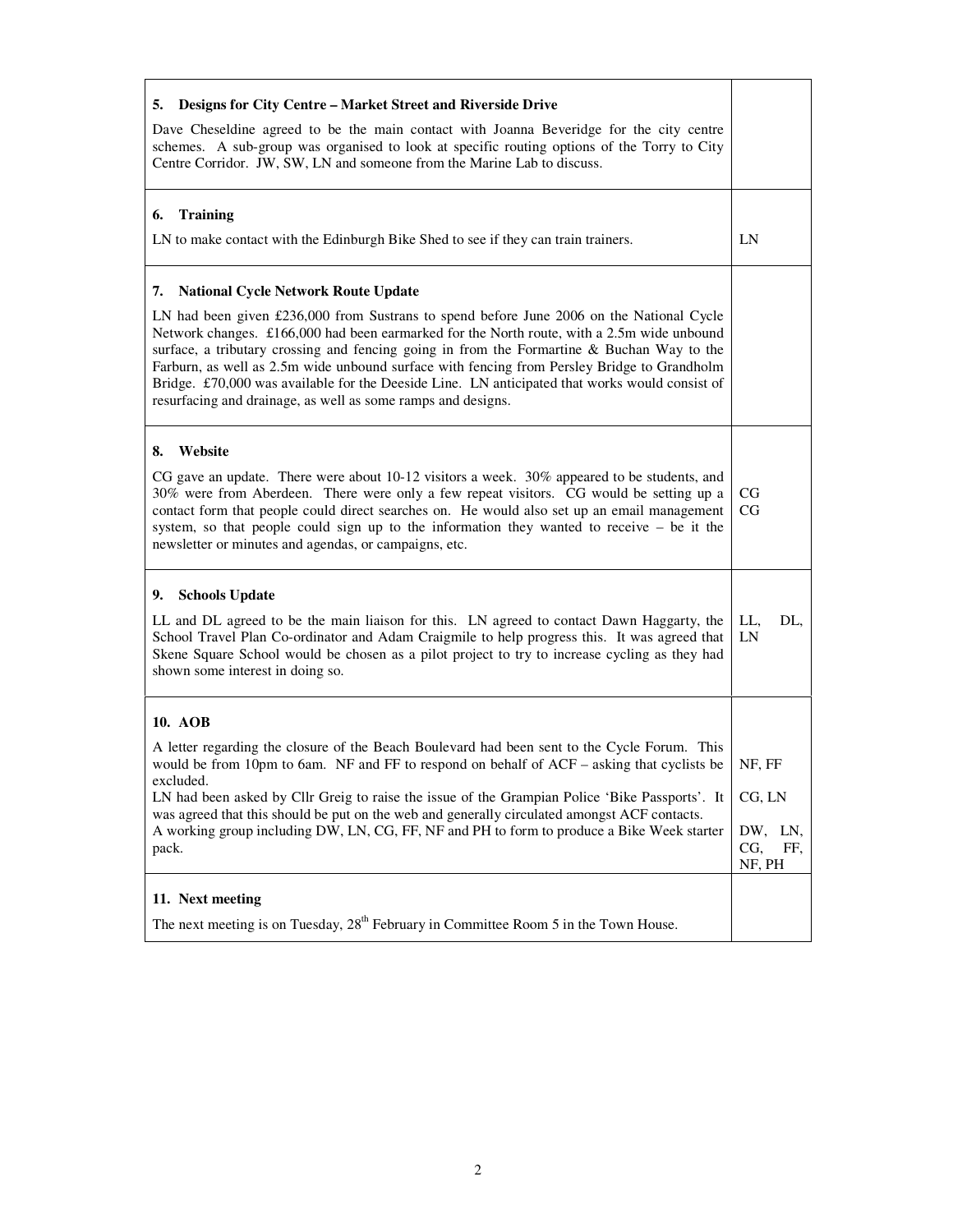| | |
|---|---|
| **5. Designs for City Centre – Market Street and Riverside Drive**<br><br>Dave Cheseldine agreed to be the main contact with Joanna Beveridge for the city centre schemes. A sub-group was organised to look at specific routing options of the Torry to City Centre Corridor. JW, SW, LN and someone from the Marine Lab to discuss. | |
| **6. Training**<br><br>LN to make contact with the Edinburgh Bike Shed to see if they can train trainers. | LN |
| **7. National Cycle Network Route Update**<br><br>LN had been given £236,000 from Sustrans to spend before June 2006 on the National Cycle Network changes. £166,000 had been earmarked for the North route, with a 2.5m wide unbound surface, a tributary crossing and fencing going in from the Formartine & Buchan Way to the Farburn, as well as 2.5m wide unbound surface with fencing from Persley Bridge to Grandholm Bridge. £70,000 was available for the Deeside Line. LN anticipated that works would consist of resurfacing and drainage, as well as some ramps and designs. | |
| **8. Website**<br><br>CG gave an update. There were about 10-12 visitors a week. 30% appeared to be students, and 30% were from Aberdeen. There were only a few repeat visitors. CG would be setting up a contact form that people could direct searches on. He would also set up an email management system, so that people could sign up to the information they wanted to receive – be it the newsletter or minutes and agendas, or campaigns, etc. | CG<br>CG |
| **9. Schools Update**<br><br>LL and DL agreed to be the main liaison for this. LN agreed to contact Dawn Haggarty, the School Travel Plan Co-ordinator and Adam Craigmile to help progress this. It was agreed that Skene Square School would be chosen as a pilot project to try to increase cycling as they had shown some interest in doing so. | LL, DL, LN |
| **10. AOB**<br><br>A letter regarding the closure of the Beach Boulevard had been sent to the Cycle Forum. This would be from 10pm to 6am. NF and FF to respond on behalf of ACF – asking that cyclists be excluded.<br>LN had been asked by Cllr Greig to raise the issue of the Grampian Police 'Bike Passports'. It was agreed that this should be put on the web and generally circulated amongst ACF contacts.<br>A working group including DW, LN, CG, FF, NF and PH to form to produce a Bike Week starter pack. | NF, FF<br><br>CG, LN<br><br>DW, LN, CG, FF, NF, PH |
| **11. Next meeting**<br><br>The next meeting is on Tuesday, 28th February in Committee Room 5 in the Town House. | |